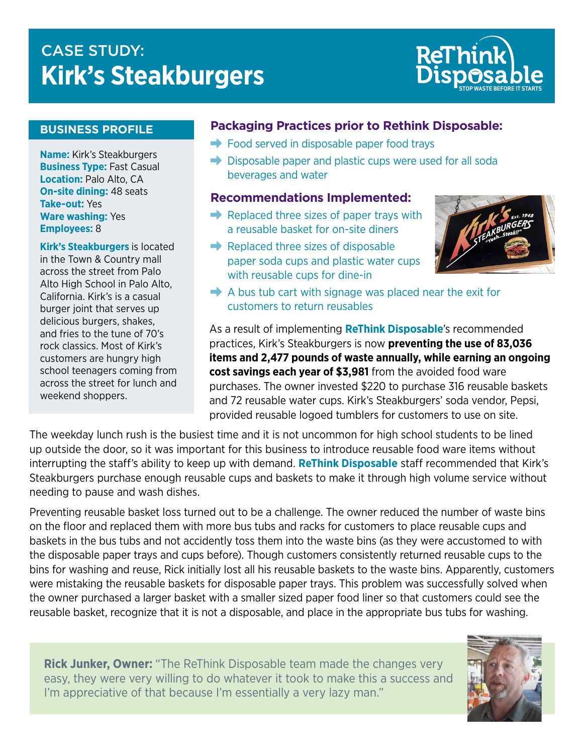# CASE STUDY: Kirk's Steakburgers

ReThink Disposable
STOP WASTE BEFORE IT STARTS

## BUSINESS PROFILE

**Name:** Kirk's Steakburgers
**Business Type:** Fast Casual
**Location:** Palo Alto, CA
**On-site dining:** 48 seats
**Take-out:** Yes
**Ware washing:** Yes
**Employees:** 8

**Kirk's Steakburgers** is located in the Town & Country mall across the street from Palo Alto High School in Palo Alto, California. Kirk's is a casual burger joint that serves up delicious burgers, shakes, and fries to the tune of 70's rock classics. Most of Kirk's customers are hungry high school teenagers coming from across the street for lunch and weekend shoppers.

### Packaging Practices prior to Rethink Disposable:

- Food served in disposable paper food trays
- Disposable paper and plastic cups were used for all soda beverages and water

### Recommendations Implemented:

- Replaced three sizes of paper trays with a reusable basket for on-site diners
- Replaced three sizes of disposable paper soda cups and plastic water cups with reusable cups for dine-in
- A bus tub cart with signage was placed near the exit for customers to return reusables

As a result of implementing **ReThink Disposable**'s recommended practices, Kirk's Steakburgers is now **preventing the use of 83,036 items and 2,477 pounds of waste annually, while earning an ongoing cost savings each year of $3,981** from the avoided food ware purchases. The owner invested $220 to purchase 316 reusable baskets and 72 reusable water cups. Kirk's Steakburgers' soda vendor, Pepsi, provided reusable logoed tumblers for customers to use on site.

The weekday lunch rush is the busiest time and it is not uncommon for high school students to be lined up outside the door, so it was important for this business to introduce reusable food ware items without interrupting the staff's ability to keep up with demand. **ReThink Disposable** staff recommended that Kirk's Steakburgers purchase enough reusable cups and baskets to make it through high volume service without needing to pause and wash dishes.

Preventing reusable basket loss turned out to be a challenge. The owner reduced the number of waste bins on the floor and replaced them with more bus tubs and racks for customers to place reusable cups and baskets in the bus tubs and not accidently toss them into the waste bins (as they were accustomed to with the disposable paper trays and cups before). Though customers consistently returned reusable cups to the bins for washing and reuse, Rick initially lost all his reusable baskets to the waste bins. Apparently, customers were mistaking the reusable baskets for disposable paper trays. This problem was successfully solved when the owner purchased a larger basket with a smaller sized paper food liner so that customers could see the reusable basket, recognize that it is not a disposable, and place in the appropriate bus tubs for washing.

**Rick Junker, Owner:** "The ReThink Disposable team made the changes very easy, they were very willing to do whatever it took to make this a success and I'm appreciative of that because I'm essentially a very lazy man."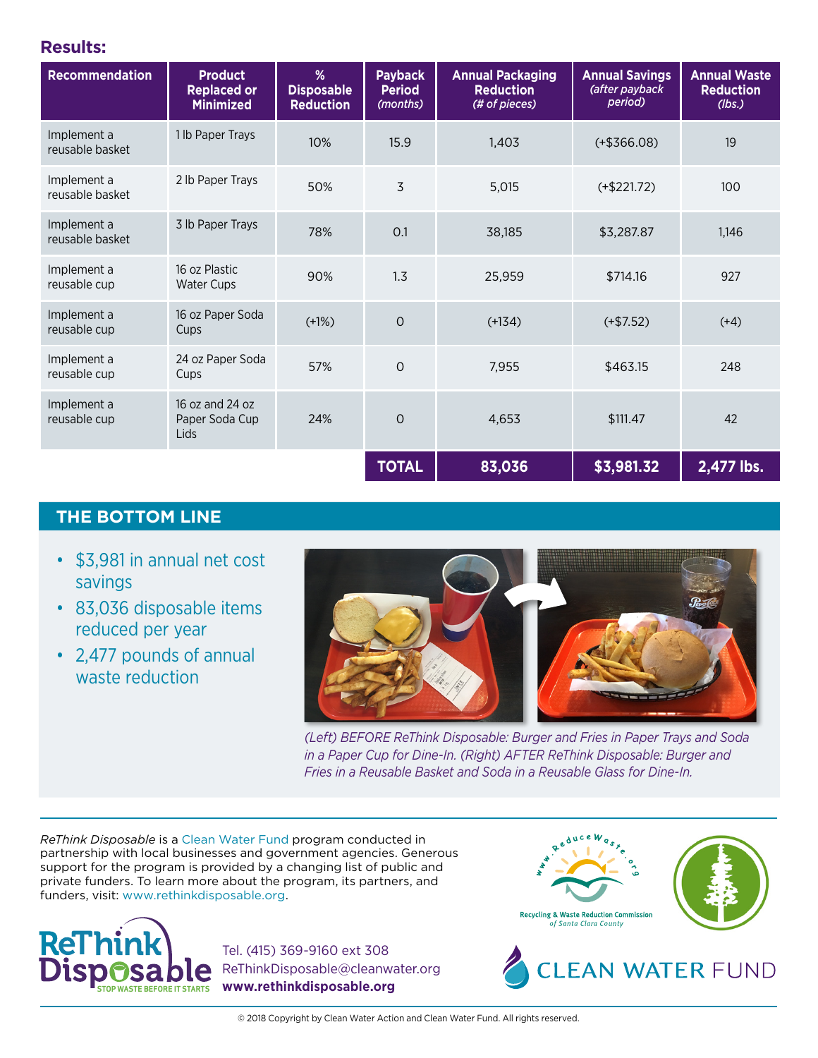## Results:

| Recommendation | Product Replaced or Minimized | % Disposable Reduction | Payback Period *(months)* | Annual Packaging Reduction *(# of pieces)* | Annual Savings *(after payback period)* | Annual Waste Reduction *(lbs.)* |
|---|---|---|---|---|---|---|
| Implement a reusable basket | 1 lb Paper Trays | 10% | 15.9 | 1,403 | (+$366.08) | 19 |
| Implement a reusable basket | 2 lb Paper Trays | 50% | 3 | 5,015 | (+$221.72) | 100 |
| Implement a reusable basket | 3 lb Paper Trays | 78% | 0.1 | 38,185 | $3,287.87 | 1,146 |
| Implement a reusable cup | 16 oz Plastic Water Cups | 90% | 1.3 | 25,959 | $714.16 | 927 |
| Implement a reusable cup | 16 oz Paper Soda Cups | (+1%) | 0 | (+134) | (+$7.52) | (+4) |
| Implement a reusable cup | 24 oz Paper Soda Cups | 57% | 0 | 7,955 | $463.15 | 248 |
| Implement a reusable cup | 16 oz and 24 oz Paper Soda Cup Lids | 24% | 0 | 4,653 | $111.47 | 42 |
| | | | **TOTAL** | **83,036** | **$3,981.32** | **2,477 lbs.** |

## THE BOTTOM LINE

- $3,981 in annual net cost savings
- 83,036 disposable items reduced per year
- 2,477 pounds of annual waste reduction

*(Left) BEFORE ReThink Disposable: Burger and Fries in Paper Trays and Soda in a Paper Cup for Dine-In. (Right) AFTER ReThink Disposable: Burger and Fries in a Reusable Basket and Soda in a Reusable Glass for Dine-In.*

*ReThink Disposable* is a Clean Water Fund program conducted in partnership with local businesses and government agencies. Generous support for the program is provided by a changing list of public and private funders. To learn more about the program, its partners, and funders, visit: www.rethinkdisposable.org.

Tel. (415) 369-9160 ext 308
ReThinkDisposable@cleanwater.org
**www.rethinkdisposable.org**

© 2018 Copyright by Clean Water Action and Clean Water Fund. All rights reserved.